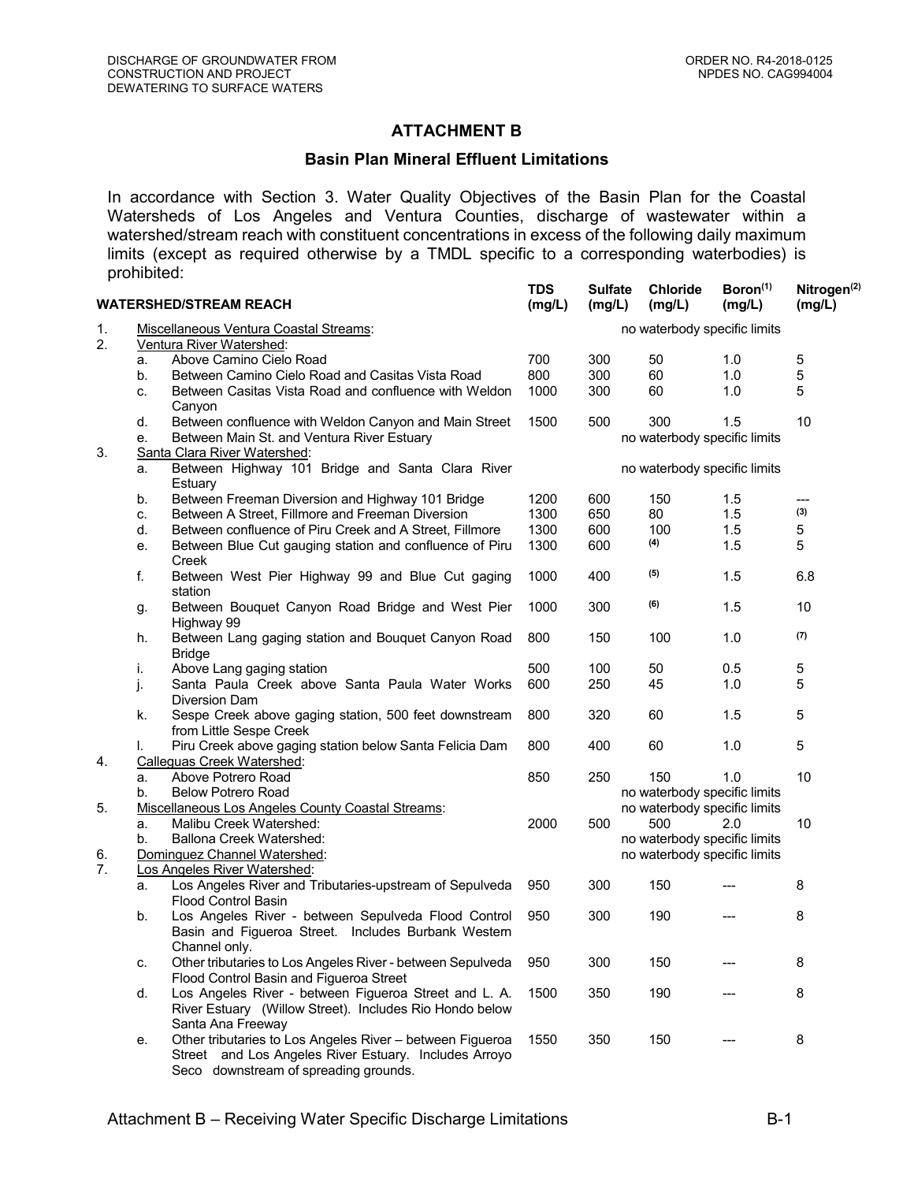## ATTACHMENT B

### Basin Plan Mineral Effluent Limitations

In accordance with Section 3. Water Quality Objectives of the Basin Plan for the Coastal Watersheds of Los Angeles and Ventura Counties, discharge of wastewater within a watershed/stream reach with constituent concentrations in excess of the following daily maximum limits (except as required otherwise by a TMDL specific to a corresponding waterbodies) is prohibited:

| | | WATERSHED/STREAM REACH | TDS (mg/L) | Sulfate (mg/L) | Chloride (mg/L) | Boron[(1)] (mg/L) | Nitrogen[(2)] (mg/L) |
|---|---|---|---|---|---|---|---|
| 1. | | Miscellaneous Ventura Coastal Streams: | | | no waterbody specific limits | | |
| 2. | | Ventura River Watershed: | | | | | |
| | a. | Above Camino Cielo Road | 700 | 300 | 50 | 1.0 | 5 |
| | b. | Between Camino Cielo Road and Casitas Vista Road | 800 | 300 | 60 | 1.0 | 5 |
| | c. | Between Casitas Vista Road and confluence with Weldon Canyon | 1000 | 300 | 60 | 1.0 | 5 |
| | d. | Between confluence with Weldon Canyon and Main Street | 1500 | 500 | 300 | 1.5 | 10 |
| | e. | Between Main St. and Ventura River Estuary | | | no waterbody specific limits | | |
| 3. | | Santa Clara River Watershed: | | | | | |
| | a. | Between Highway 101 Bridge and Santa Clara River Estuary | | | no waterbody specific limits | | |
| | b. | Between Freeman Diversion and Highway 101 Bridge | 1200 | 600 | 150 | 1.5 | --- |
| | c. | Between A Street, Fillmore and Freeman Diversion | 1300 | 650 | 80 | 1.5 | (3) |
| | d. | Between confluence of Piru Creek and A Street, Fillmore | 1300 | 600 | 100 | 1.5 | 5 |
| | e. | Between Blue Cut gauging station and confluence of Piru Creek | 1300 | 600 | (4) | 1.5 | 5 |
| | f. | Between West Pier Highway 99 and Blue Cut gaging station | 1000 | 400 | (5) | 1.5 | 6.8 |
| | g. | Between Bouquet Canyon Road Bridge and West Pier Highway 99 | 1000 | 300 | (6) | 1.5 | 10 |
| | h. | Between Lang gaging station and Bouquet Canyon Road Bridge | 800 | 150 | 100 | 1.0 | (7) |
| | i. | Above Lang gaging station | 500 | 100 | 50 | 0.5 | 5 |
| | j. | Santa Paula Creek above Santa Paula Water Works Diversion Dam | 600 | 250 | 45 | 1.0 | 5 |
| | k. | Sespe Creek above gaging station, 500 feet downstream from Little Sespe Creek | 800 | 320 | 60 | 1.5 | 5 |
| | l. | Piru Creek above gaging station below Santa Felicia Dam | 800 | 400 | 60 | 1.0 | 5 |
| 4. | | Calleguas Creek Watershed: | | | | | |
| | a. | Above Potrero Road | 850 | 250 | 150 | 1.0 | 10 |
| | b. | Below Potrero Road | | | no waterbody specific limits | | |
| 5. | | Miscellaneous Los Angeles County Coastal Streams: | | | no waterbody specific limits | | |
| | a. | Malibu Creek Watershed: | 2000 | 500 | 500 | 2.0 | 10 |
| | b. | Ballona Creek Watershed: | | | no waterbody specific limits | | |
| 6. | | Dominguez Channel Watershed: | | | no waterbody specific limits | | |
| 7. | | Los Angeles River Watershed: | | | | | |
| | a. | Los Angeles River and Tributaries-upstream of Sepulveda Flood Control Basin | 950 | 300 | 150 | --- | 8 |
| | b. | Los Angeles River - between Sepulveda Flood Control Basin and Figueroa Street. Includes Burbank Western Channel only. | 950 | 300 | 190 | --- | 8 |
| | c. | Other tributaries to Los Angeles River - between Sepulveda Flood Control Basin and Figueroa Street | 950 | 300 | 150 | --- | 8 |
| | d. | Los Angeles River - between Figueroa Street and L. A. River Estuary (Willow Street). Includes Rio Hondo below Santa Ana Freeway | 1500 | 350 | 190 | --- | 8 |
| | e. | Other tributaries to Los Angeles River – between Figueroa Street and Los Angeles River Estuary. Includes Arroyo Seco downstream of spreading grounds. | 1550 | 350 | 150 | --- | 8 |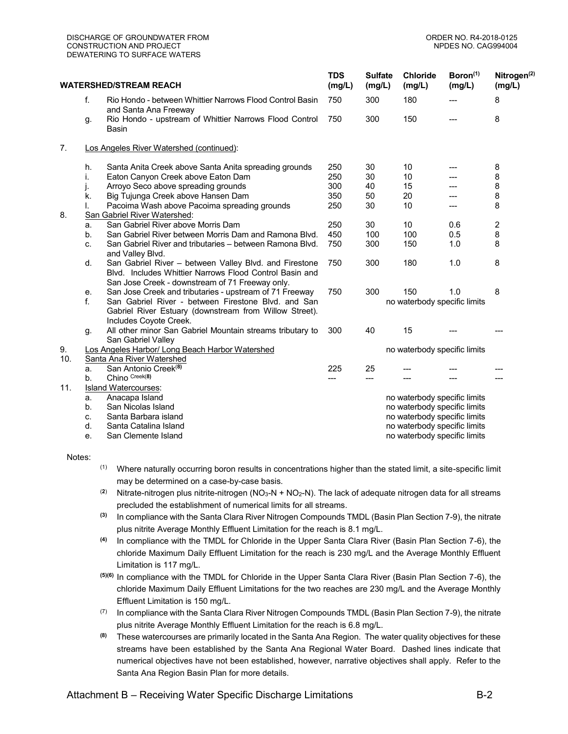| WATERSHED/STREAM REACH | | | TDS (mg/L) | Sulfate (mg/L) | Chloride (mg/L) | Boron[(1)] (mg/L) | Nitrogen[(2)] (mg/L) |
|---|---|---|---|---|---|---|---|
| | f. | Rio Hondo - between Whittier Narrows Flood Control Basin and Santa Ana Freeway | 750 | 300 | 180 | --- | 8 |
| | g. | Rio Hondo - upstream of Whittier Narrows Flood Control Basin | 750 | 300 | 150 | --- | 8 |
| 7. | | Los Angeles River Watershed (continued): | | | | | |
| | h. | Santa Anita Creek above Santa Anita spreading grounds | 250 | 30 | 10 | --- | 8 |
| | i. | Eaton Canyon Creek above Eaton Dam | 250 | 30 | 10 | --- | 8 |
| | j. | Arroyo Seco above spreading grounds | 300 | 40 | 15 | --- | 8 |
| | k. | Big Tujunga Creek above Hansen Dam | 350 | 50 | 20 | --- | 8 |
| | l. | Pacoima Wash above Pacoima spreading grounds | 250 | 30 | 10 | --- | 8 |
| 8. | | San Gabriel River Watershed: | | | | | |
| | a. | San Gabriel River above Morris Dam | 250 | 30 | 10 | 0.6 | 2 |
| | b. | San Gabriel River between Morris Dam and Ramona Blvd. | 450 | 100 | 100 | 0.5 | 8 |
| | c. | San Gabriel River and tributaries – between Ramona Blvd. and Valley Blvd. | 750 | 300 | 150 | 1.0 | 8 |
| | d. | San Gabriel River – between Valley Blvd. and Firestone Blvd. Includes Whittier Narrows Flood Control Basin and San Jose Creek - downstream of 71 Freeway only. | 750 | 300 | 180 | 1.0 | 8 |
| | e. | San Jose Creek and tributaries - upstream of 71 Freeway | 750 | 300 | 150 | 1.0 | 8 |
| | f. | San Gabriel River - between Firestone Blvd. and San Gabriel River Estuary (downstream from Willow Street). Includes Coyote Creek. | | | no waterbody specific limits | | |
| | g. | All other minor San Gabriel Mountain streams tributary to San Gabriel Valley | 300 | 40 | 15 | --- | --- |
| 9. | | Los Angeles Harbor/ Long Beach Harbor Watershed | | | no waterbody specific limits | | |
| 10. | | Santa Ana River Watershed | | | | | |
| | a. | San Antonio Creek[(8)] | 225 | 25 | --- | --- | --- |
| | b. | Chino Creek[(8)] | --- | --- | --- | --- | --- |
| 11. | | Island Watercourses: | | | | | |
| | a. | Anacapa Island | | | no waterbody specific limits | | |
| | b. | San Nicolas Island | | | no waterbody specific limits | | |
| | c. | Santa Barbara island | | | no waterbody specific limits | | |
| | d. | Santa Catalina Island | | | no waterbody specific limits | | |
| | e. | San Clemente Island | | | no waterbody specific limits | | |

Notes:

(1) Where naturally occurring boron results in concentrations higher than the stated limit, a site-specific limit may be determined on a case-by-case basis.

(2) Nitrate-nitrogen plus nitrite-nitrogen ($NO_3$-N + $NO_2$-N). The lack of adequate nitrogen data for all streams precluded the establishment of numerical limits for all streams.

(3) In compliance with the Santa Clara River Nitrogen Compounds TMDL (Basin Plan Section 7-9), the nitrate plus nitrite Average Monthly Effluent Limitation for the reach is 8.1 mg/L.

(4) In compliance with the TMDL for Chloride in the Upper Santa Clara River (Basin Plan Section 7-6), the chloride Maximum Daily Effluent Limitation for the reach is 230 mg/L and the Average Monthly Effluent Limitation is 117 mg/L.

(5)(6) In compliance with the TMDL for Chloride in the Upper Santa Clara River (Basin Plan Section 7-6), the chloride Maximum Daily Effluent Limitations for the two reaches are 230 mg/L and the Average Monthly Effluent Limitation is 150 mg/L.

(7) In compliance with the Santa Clara River Nitrogen Compounds TMDL (Basin Plan Section 7-9), the nitrate plus nitrite Average Monthly Effluent Limitation for the reach is 6.8 mg/L.

(8) These watercourses are primarily located in the Santa Ana Region. The water quality objectives for these streams have been established by the Santa Ana Regional Water Board. Dashed lines indicate that numerical objectives have not been established, however, narrative objectives shall apply. Refer to the Santa Ana Region Basin Plan for more details.